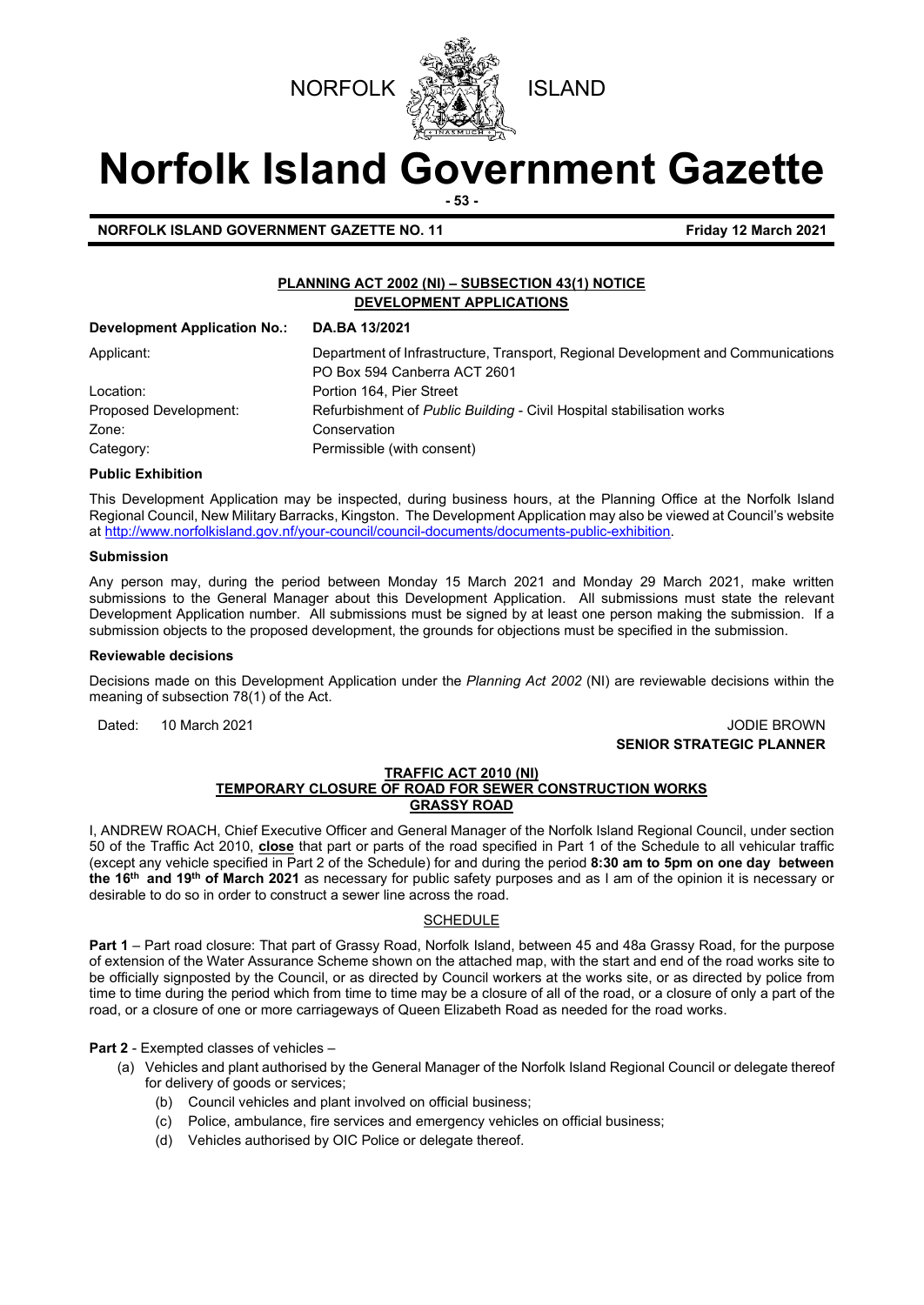NORFOLK ISLAND

# Norfolk Island Government Gazette

**NORFOLK ISLAND GOVERNMENT GAZETTE NO. 11** **Friday 12 March 2021**

## PLANNING ACT 2002 (NI) – SUBSECTION 43(1) NOTICE
## DEVELOPMENT APPLICATIONS

| **Development Application No.:** | **DA.BA 13/2021** |
|---|---|
| Applicant: | Department of Infrastructure, Transport, Regional Development and Communications PO Box 594 Canberra ACT 2601 |
| Location: | Portion 164, Pier Street |
| Proposed Development: | Refurbishment of *Public Building* - Civil Hospital stabilisation works |
| Zone: | Conservation |
| Category: | Permissible (with consent) |

**Public Exhibition**

This Development Application may be inspected, during business hours, at the Planning Office at the Norfolk Island Regional Council, New Military Barracks, Kingston. The Development Application may also be viewed at Council's website at http://www.norfolkisland.gov.nf/your-council/council-documents/documents-public-exhibition.

**Submission**

Any person may, during the period between Monday 15 March 2021 and Monday 29 March 2021, make written submissions to the General Manager about this Development Application. All submissions must state the relevant Development Application number. All submissions must be signed by at least one person making the submission. If a submission objects to the proposed development, the grounds for objections must be specified in the submission.

**Reviewable decisions**

Decisions made on this Development Application under the *Planning Act 2002* (NI) are reviewable decisions within the meaning of subsection 78(1) of the Act.

Dated: 10 March 2021

JODIE BROWN
**SENIOR STRATEGIC PLANNER**

## TRAFFIC ACT 2010 (NI)
## TEMPORARY CLOSURE OF ROAD FOR SEWER CONSTRUCTION WORKS
## GRASSY ROAD

I, ANDREW ROACH, Chief Executive Officer and General Manager of the Norfolk Island Regional Council, under section 50 of the Traffic Act 2010, **close** that part or parts of the road specified in Part 1 of the Schedule to all vehicular traffic (except any vehicle specified in Part 2 of the Schedule) for and during the period **8:30 am to 5pm on one day between the 16th and 19th of March 2021** as necessary for public safety purposes and as I am of the opinion it is necessary or desirable to do so in order to construct a sewer line across the road.

SCHEDULE

**Part 1** – Part road closure: That part of Grassy Road, Norfolk Island, between 45 and 48a Grassy Road, for the purpose of extension of the Water Assurance Scheme shown on the attached map, with the start and end of the road works site to be officially signposted by the Council, or as directed by Council workers at the works site, or as directed by police from time to time during the period which from time to time may be a closure of all of the road, or a closure of only a part of the road, or a closure of one or more carriageways of Queen Elizabeth Road as needed for the road works.

**Part 2** - Exempted classes of vehicles –

(a) Vehicles and plant authorised by the General Manager of the Norfolk Island Regional Council or delegate thereof for delivery of goods or services;

(b) Council vehicles and plant involved on official business;

(c) Police, ambulance, fire services and emergency vehicles on official business;

(d) Vehicles authorised by OIC Police or delegate thereof.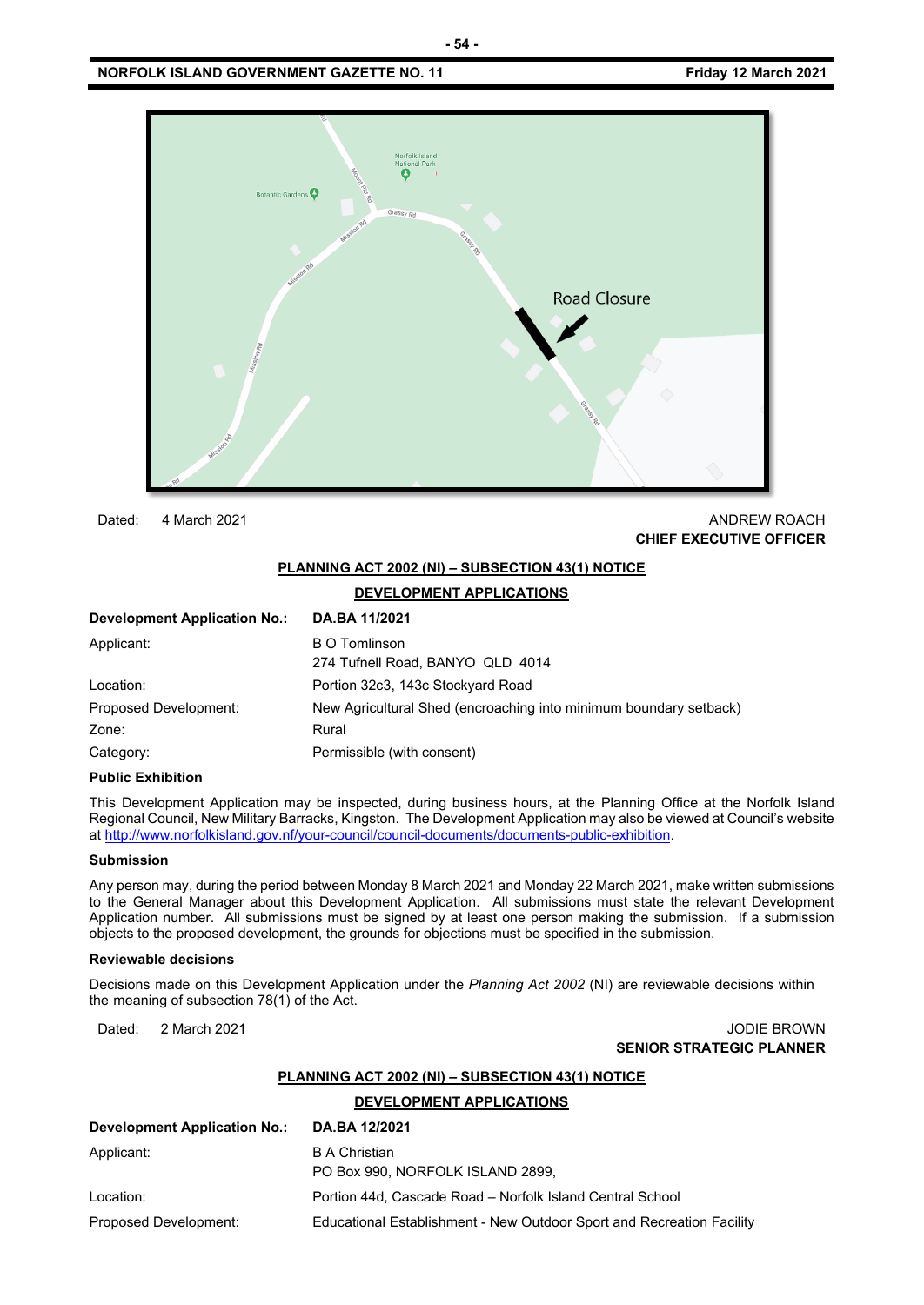Dated: 4 March 2021

ANDREW ROACH
**CHIEF EXECUTIVE OFFICER**

**PLANNING ACT 2002 (NI) – SUBSECTION 43(1) NOTICE**

**DEVELOPMENT APPLICATIONS**

| **Development Application No.:** | **DA.BA 11/2021** |
|---|---|
| Applicant: | B O Tomlinson<br>274 Tufnell Road, BANYO QLD 4014 |
| Location: | Portion 32c3, 143c Stockyard Road |
| Proposed Development: | New Agricultural Shed (encroaching into minimum boundary setback) |
| Zone: | Rural |
| Category: | Permissible (with consent) |

**Public Exhibition**

This Development Application may be inspected, during business hours, at the Planning Office at the Norfolk Island Regional Council, New Military Barracks, Kingston. The Development Application may also be viewed at Council's website at http://www.norfolkisland.gov.nf/your-council/council-documents/documents-public-exhibition.

**Submission**

Any person may, during the period between Monday 8 March 2021 and Monday 22 March 2021, make written submissions to the General Manager about this Development Application. All submissions must state the relevant Development Application number. All submissions must be signed by at least one person making the submission. If a submission objects to the proposed development, the grounds for objections must be specified in the submission.

**Reviewable decisions**

Decisions made on this Development Application under the *Planning Act 2002* (NI) are reviewable decisions within the meaning of subsection 78(1) of the Act.

Dated: 2 March 2021

JODIE BROWN
**SENIOR STRATEGIC PLANNER**

**PLANNING ACT 2002 (NI) – SUBSECTION 43(1) NOTICE**

**DEVELOPMENT APPLICATIONS**

| **Development Application No.:** | **DA.BA 12/2021** |
|---|---|
| Applicant: | B A Christian<br>PO Box 990, NORFOLK ISLAND 2899, |
| Location: | Portion 44d, Cascade Road – Norfolk Island Central School |
| Proposed Development: | Educational Establishment - New Outdoor Sport and Recreation Facility |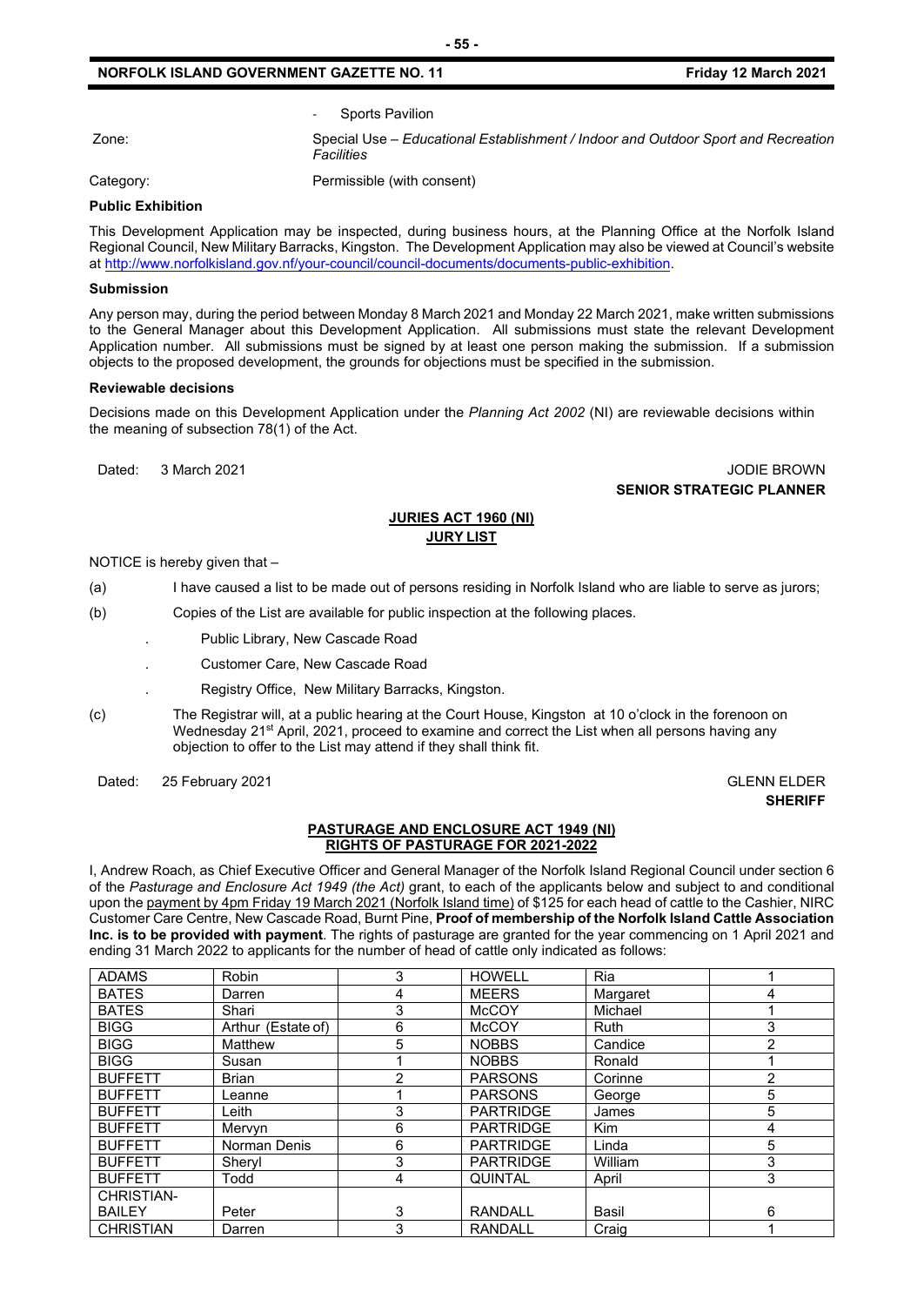- Sports Pavilion

Zone: Special Use – *Educational Establishment / Indoor and Outdoor Sport and Recreation Facilities*

Category: Permissible (with consent)

**Public Exhibition**

This Development Application may be inspected, during business hours, at the Planning Office at the Norfolk Island Regional Council, New Military Barracks, Kingston. The Development Application may also be viewed at Council's website at http://www.norfolkisland.gov.nf/your-council/council-documents/documents-public-exhibition.

**Submission**

Any person may, during the period between Monday 8 March 2021 and Monday 22 March 2021, make written submissions to the General Manager about this Development Application. All submissions must state the relevant Development Application number. All submissions must be signed by at least one person making the submission. If a submission objects to the proposed development, the grounds for objections must be specified in the submission.

**Reviewable decisions**

Decisions made on this Development Application under the *Planning Act 2002* (NI) are reviewable decisions within the meaning of subsection 78(1) of the Act.

Dated: 3 March 2021

JODIE BROWN
**SENIOR STRATEGIC PLANNER**

**JURIES ACT 1960 (NI)**
**JURY LIST**

NOTICE is hereby given that –

(a) I have caused a list to be made out of persons residing in Norfolk Island who are liable to serve as jurors;

(b) Copies of the List are available for public inspection at the following places.

. Public Library, New Cascade Road

. Customer Care, New Cascade Road

. Registry Office, New Military Barracks, Kingston.

(c) The Registrar will, at a public hearing at the Court House, Kingston at 10 o'clock in the forenoon on Wednesday 21st April, 2021, proceed to examine and correct the List when all persons having any objection to offer to the List may attend if they shall think fit.

Dated: 25 February 2021

GLENN ELDER
**SHERIFF**

**PASTURAGE AND ENCLOSURE ACT 1949 (NI)**
**RIGHTS OF PASTURAGE FOR 2021-2022**

I, Andrew Roach, as Chief Executive Officer and General Manager of the Norfolk Island Regional Council under section 6 of the *Pasturage and Enclosure Act 1949 (the Act)* grant, to each of the applicants below and subject to and conditional upon the payment by 4pm Friday 19 March 2021 (Norfolk Island time) of $125 for each head of cattle to the Cashier, NIRC Customer Care Centre, New Cascade Road, Burnt Pine, **Proof of membership of the Norfolk Island Cattle Association Inc. is to be provided with payment**. The rights of pasturage are granted for the year commencing on 1 April 2021 and ending 31 March 2022 to applicants for the number of head of cattle only indicated as follows:

| | | | | | |
|---|---|---|---|---|---|
| ADAMS | Robin | 3 | HOWELL | Ria | 1 |
| BATES | Darren | 4 | MEERS | Margaret | 4 |
| BATES | Shari | 3 | McCOY | Michael | 1 |
| BIGG | Arthur (Estate of) | 6 | McCOY | Ruth | 3 |
| BIGG | Matthew | 5 | NOBBS | Candice | 2 |
| BIGG | Susan | 1 | NOBBS | Ronald | 1 |
| BUFFETT | Brian | 2 | PARSONS | Corinne | 2 |
| BUFFETT | Leanne | 1 | PARSONS | George | 5 |
| BUFFETT | Leith | 3 | PARTRIDGE | James | 5 |
| BUFFETT | Mervyn | 6 | PARTRIDGE | Kim | 4 |
| BUFFETT | Norman Denis | 6 | PARTRIDGE | Linda | 5 |
| BUFFETT | Sheryl | 3 | PARTRIDGE | William | 3 |
| BUFFETT | Todd | 4 | QUINTAL | April | 3 |
| CHRISTIAN-BAILEY | Peter | 3 | RANDALL | Basil | 6 |
| CHRISTIAN | Darren | 3 | RANDALL | Craig | 1 |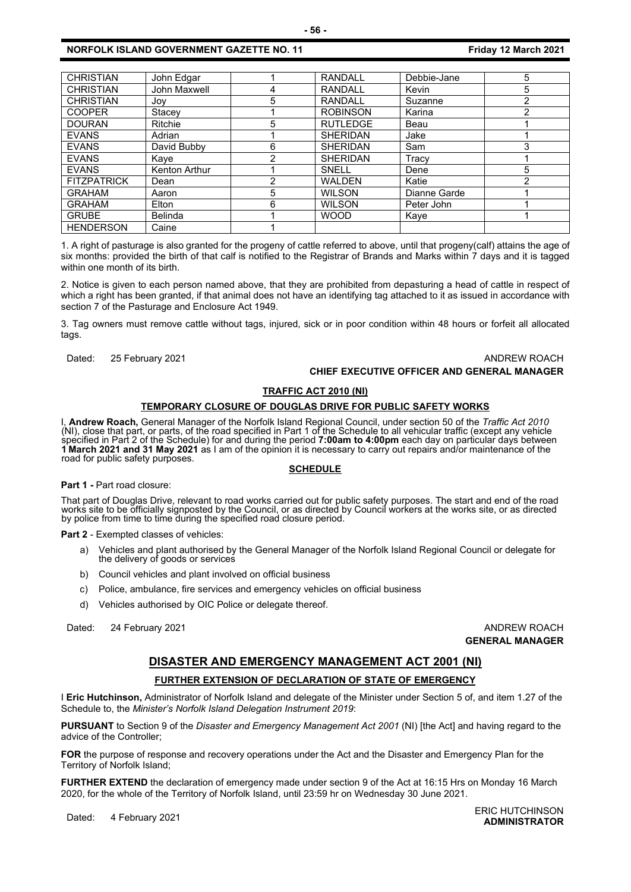| CHRISTIAN | John Edgar | 1 | RANDALL | Debbie-Jane | 5 |
|---|---|---|---|---|---|
| CHRISTIAN | John Maxwell | 4 | RANDALL | Kevin | 5 |
| CHRISTIAN | Joy | 5 | RANDALL | Suzanne | 2 |
| COOPER | Stacey | 1 | ROBINSON | Karina | 2 |
| DOURAN | Ritchie | 5 | RUTLEDGE | Beau | 1 |
| EVANS | Adrian | 1 | SHERIDAN | Jake | 1 |
| EVANS | David Bubby | 6 | SHERIDAN | Sam | 3 |
| EVANS | Kaye | 2 | SHERIDAN | Tracy | 1 |
| EVANS | Kenton Arthur | 1 | SNELL | Dene | 5 |
| FITZPATRICK | Dean | 2 | WALDEN | Katie | 2 |
| GRAHAM | Aaron | 5 | WILSON | Dianne Garde | 1 |
| GRAHAM | Elton | 6 | WILSON | Peter John | 1 |
| GRUBE | Belinda | 1 | WOOD | Kaye | 1 |
| HENDERSON | Caine | 1 | | | |

1. A right of pasturage is also granted for the progeny of cattle referred to above, until that progeny(calf) attains the age of six months: provided the birth of that calf is notified to the Registrar of Brands and Marks within 7 days and it is tagged within one month of its birth.

2. Notice is given to each person named above, that they are prohibited from depasturing a head of cattle in respect of which a right has been granted, if that animal does not have an identifying tag attached to it as issued in accordance with section 7 of the Pasturage and Enclosure Act 1949.

3. Tag owners must remove cattle without tags, injured, sick or in poor condition within 48 hours or forfeit all allocated tags.

Dated: 25 February 2021

ANDREW ROACH
**CHIEF EXECUTIVE OFFICER AND GENERAL MANAGER**

**TRAFFIC ACT 2010 (NI)**

**TEMPORARY CLOSURE OF DOUGLAS DRIVE FOR PUBLIC SAFETY WORKS**

I, **Andrew Roach,** General Manager of the Norfolk Island Regional Council, under section 50 of the *Traffic Act 2010* (NI), close that part, or parts, of the road specified in Part 1 of the Schedule to all vehicular traffic (except any vehicle specified in Part 2 of the Schedule) for and during the period **7:00am to 4:00pm** each day on particular days between **1 March 2021 and 31 May 2021** as I am of the opinion it is necessary to carry out repairs and/or maintenance of the road for public safety purposes.

**SCHEDULE**

**Part 1 -** Part road closure:

That part of Douglas Drive, relevant to road works carried out for public safety purposes. The start and end of the road works site to be officially signposted by the Council, or as directed by Council workers at the works site, or as directed by police from time to time during the specified road closure period.

**Part 2** - Exempted classes of vehicles:

a) Vehicles and plant authorised by the General Manager of the Norfolk Island Regional Council or delegate for the delivery of goods or services
b) Council vehicles and plant involved on official business
c) Police, ambulance, fire services and emergency vehicles on official business
d) Vehicles authorised by OIC Police or delegate thereof.

Dated: 24 February 2021

ANDREW ROACH
**GENERAL MANAGER**

## DISASTER AND EMERGENCY MANAGEMENT ACT 2001 (NI)

**FURTHER EXTENSION OF DECLARATION OF STATE OF EMERGENCY**

I **Eric Hutchinson,** Administrator of Norfolk Island and delegate of the Minister under Section 5 of, and item 1.27 of the Schedule to, the *Minister's Norfolk Island Delegation Instrument 2019*:

**PURSUANT** to Section 9 of the *Disaster and Emergency Management Act 2001* (NI) [the Act] and having regard to the advice of the Controller;

**FOR** the purpose of response and recovery operations under the Act and the Disaster and Emergency Plan for the Territory of Norfolk Island;

**FURTHER EXTEND** the declaration of emergency made under section 9 of the Act at 16:15 Hrs on Monday 16 March 2020, for the whole of the Territory of Norfolk Island, until 23:59 hr on Wednesday 30 June 2021.

Dated: 4 February 2021

ERIC HUTCHINSON
**ADMINISTRATOR**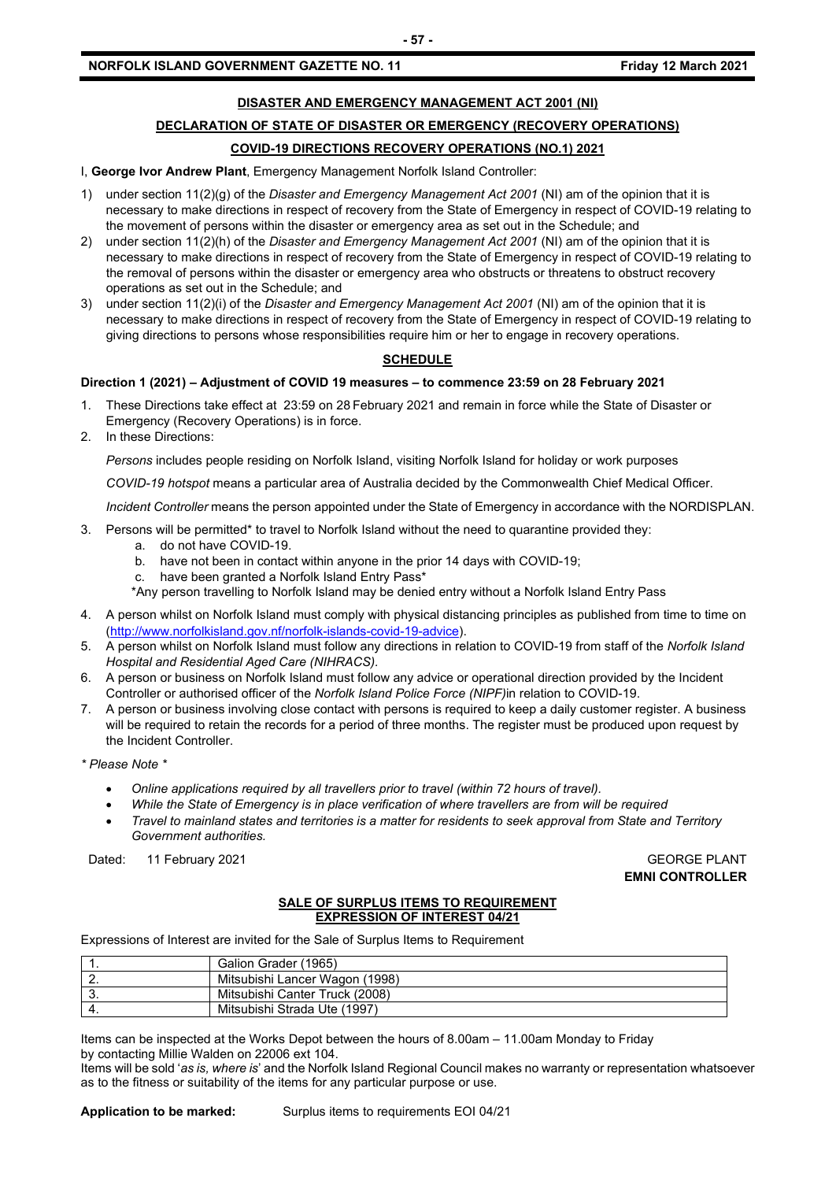## DISASTER AND EMERGENCY MANAGEMENT ACT 2001 (NI)

## DECLARATION OF STATE OF DISASTER OR EMERGENCY (RECOVERY OPERATIONS)

## COVID-19 DIRECTIONS RECOVERY OPERATIONS (NO.1) 2021

I, **George Ivor Andrew Plant**, Emergency Management Norfolk Island Controller:

1) under section 11(2)(g) of the *Disaster and Emergency Management Act 2001* (NI) am of the opinion that it is necessary to make directions in respect of recovery from the State of Emergency in respect of COVID-19 relating to the movement of persons within the disaster or emergency area as set out in the Schedule; and
2) under section 11(2)(h) of the *Disaster and Emergency Management Act 2001* (NI) am of the opinion that it is necessary to make directions in respect of recovery from the State of Emergency in respect of COVID-19 relating to the removal of persons within the disaster or emergency area who obstructs or threatens to obstruct recovery operations as set out in the Schedule; and
3) under section 11(2)(i) of the *Disaster and Emergency Management Act 2001* (NI) am of the opinion that it is necessary to make directions in respect of recovery from the State of Emergency in respect of COVID-19 relating to giving directions to persons whose responsibilities require him or her to engage in recovery operations.

## SCHEDULE

**Direction 1 (2021) – Adjustment of COVID 19 measures – to commence 23:59 on 28 February 2021**

1. These Directions take effect at 23:59 on 28 February 2021 and remain in force while the State of Disaster or Emergency (Recovery Operations) is in force.
2. In these Directions:

   *Persons* includes people residing on Norfolk Island, visiting Norfolk Island for holiday or work purposes

   *COVID-19 hotspot* means a particular area of Australia decided by the Commonwealth Chief Medical Officer.

   *Incident Controller* means the person appointed under the State of Emergency in accordance with the NORDISPLAN.

3. Persons will be permitted* to travel to Norfolk Island without the need to quarantine provided they:
   a. do not have COVID-19.
   b. have not been in contact within anyone in the prior 14 days with COVID-19;
   c. have been granted a Norfolk Island Entry Pass*

   *Any person travelling to Norfolk Island may be denied entry without a Norfolk Island Entry Pass

4. A person whilst on Norfolk Island must comply with physical distancing principles as published from time to time on (http://www.norfolkisland.gov.nf/norfolk-islands-covid-19-advice).
5. A person whilst on Norfolk Island must follow any directions in relation to COVID-19 from staff of the *Norfolk Island Hospital and Residential Aged Care (NIHRACS).*
6. A person or business on Norfolk Island must follow any advice or operational direction provided by the Incident Controller or authorised officer of the *Norfolk Island Police Force (NIPF)*in relation to COVID-19.
7. A person or business involving close contact with persons is required to keep a daily customer register. A business will be required to retain the records for a period of three months. The register must be produced upon request by the Incident Controller.

*\* Please Note \**

- *Online applications required by all travellers prior to travel (within 72 hours of travel).*
- *While the State of Emergency is in place verification of where travellers are from will be required*
- *Travel to mainland states and territories is a matter for residents to seek approval from State and Territory Government authorities.*

Dated: 11 February 2021

GEORGE PLANT
**EMNI CONTROLLER**

## SALE OF SURPLUS ITEMS TO REQUIREMENT EXPRESSION OF INTEREST 04/21

Expressions of Interest are invited for the Sale of Surplus Items to Requirement

| | |
|---|---|
| 1. | Galion Grader (1965) |
| 2. | Mitsubishi Lancer Wagon (1998) |
| 3. | Mitsubishi Canter Truck (2008) |
| 4. | Mitsubishi Strada Ute (1997) |

Items can be inspected at the Works Depot between the hours of 8.00am – 11.00am Monday to Friday by contacting Millie Walden on 22006 ext 104.

Items will be sold '*as is, where is*' and the Norfolk Island Regional Council makes no warranty or representation whatsoever as to the fitness or suitability of the items for any particular purpose or use.

**Application to be marked:** Surplus items to requirements EOI 04/21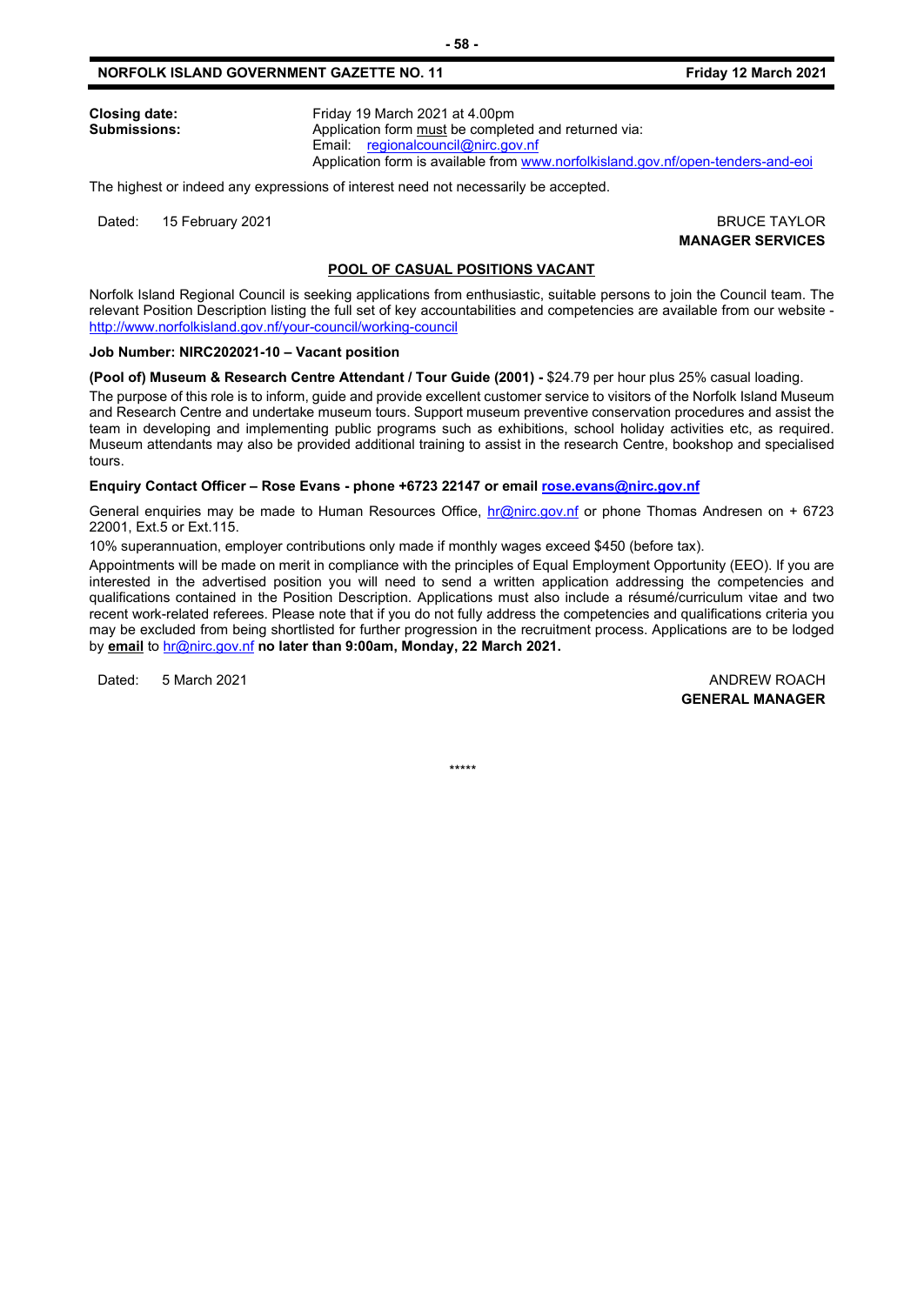**Closing date:** Friday 19 March 2021 at 4.00pm

**Submissions:** Application form must be completed and returned via:
Email: regionalcouncil@nirc.gov.nf
Application form is available from www.norfolkisland.gov.nf/open-tenders-and-eoi

The highest or indeed any expressions of interest need not necessarily be accepted.

Dated: 15 February 2021

BRUCE TAYLOR
**MANAGER SERVICES**

## POOL OF CASUAL POSITIONS VACANT

Norfolk Island Regional Council is seeking applications from enthusiastic, suitable persons to join the Council team. The relevant Position Description listing the full set of key accountabilities and competencies are available from our website - http://www.norfolkisland.gov.nf/your-council/working-council

**Job Number: NIRC202021-10 – Vacant position**

**(Pool of) Museum & Research Centre Attendant / Tour Guide (2001) -** $24.79 per hour plus 25% casual loading.

The purpose of this role is to inform, guide and provide excellent customer service to visitors of the Norfolk Island Museum and Research Centre and undertake museum tours. Support museum preventive conservation procedures and assist the team in developing and implementing public programs such as exhibitions, school holiday activities etc, as required. Museum attendants may also be provided additional training to assist in the research Centre, bookshop and specialised tours.

**Enquiry Contact Officer – Rose Evans - phone +6723 22147 or email rose.evans@nirc.gov.nf**

General enquiries may be made to Human Resources Office, hr@nirc.gov.nf or phone Thomas Andresen on + 6723 22001, Ext.5 or Ext.115.

10% superannuation, employer contributions only made if monthly wages exceed $450 (before tax).

Appointments will be made on merit in compliance with the principles of Equal Employment Opportunity (EEO). If you are interested in the advertised position you will need to send a written application addressing the competencies and qualifications contained in the Position Description. Applications must also include a résumé/curriculum vitae and two recent work-related referees. Please note that if you do not fully address the competencies and qualifications criteria you may be excluded from being shortlisted for further progression in the recruitment process. Applications are to be lodged by **email** to hr@nirc.gov.nf **no later than 9:00am, Monday, 22 March 2021.**

Dated: 5 March 2021

ANDREW ROACH
**GENERAL MANAGER**

*****